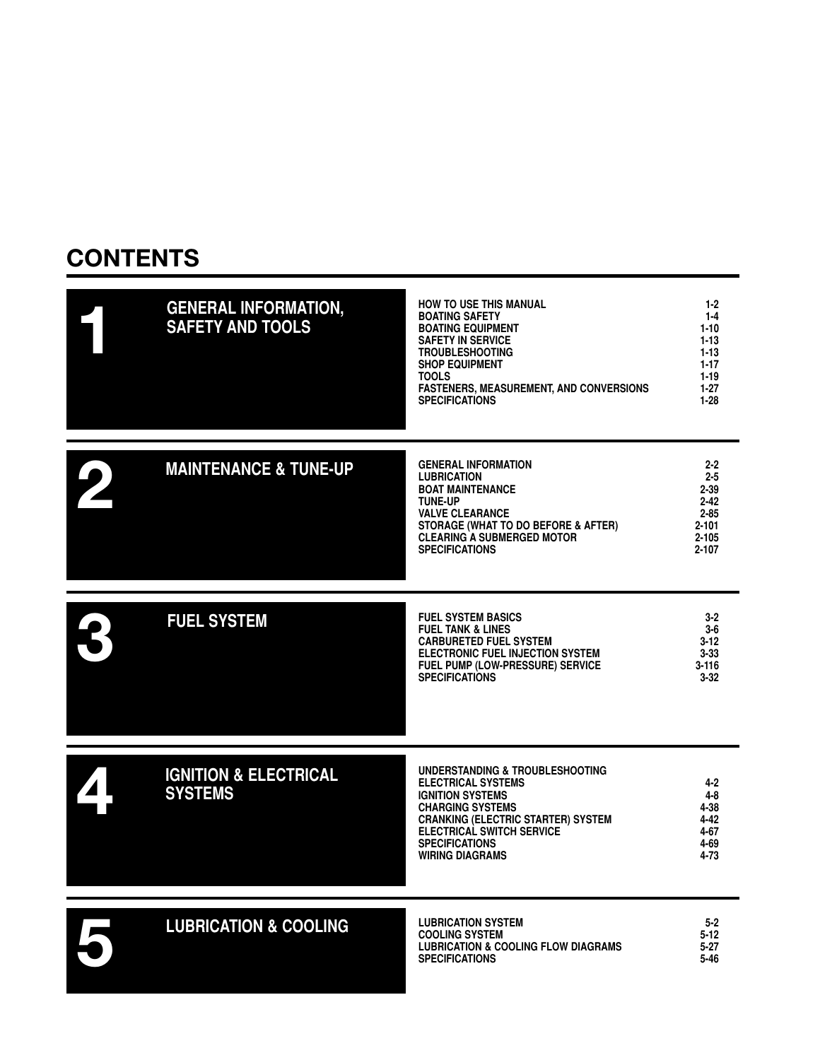# CONTENTS

## 1 GENERAL INFORMATION, SAFETY AND TOOLS

| | |
|---|---|
| HOW TO USE THIS MANUAL | 1-2 |
| BOATING SAFETY | 1-4 |
| BOATING EQUIPMENT | 1-10 |
| SAFETY IN SERVICE | 1-13 |
| TROUBLESHOOTING | 1-13 |
| SHOP EQUIPMENT | 1-17 |
| TOOLS | 1-19 |
| FASTENERS, MEASUREMENT, AND CONVERSIONS | 1-27 |
| SPECIFICATIONS | 1-28 |

## 2 MAINTENANCE & TUNE-UP

| | |
|---|---|
| GENERAL INFORMATION | 2-2 |
| LUBRICATION | 2-5 |
| BOAT MAINTENANCE | 2-39 |
| TUNE-UP | 2-42 |
| VALVE CLEARANCE | 2-85 |
| STORAGE (WHAT TO DO BEFORE & AFTER) | 2-101 |
| CLEARING A SUBMERGED MOTOR | 2-105 |
| SPECIFICATIONS | 2-107 |

## 3 FUEL SYSTEM

| | |
|---|---|
| FUEL SYSTEM BASICS | 3-2 |
| FUEL TANK & LINES | 3-6 |
| CARBURETED FUEL SYSTEM | 3-12 |
| ELECTRONIC FUEL INJECTION SYSTEM | 3-33 |
| FUEL PUMP (LOW-PRESSURE) SERVICE | 3-116 |
| SPECIFICATIONS | 3-32 |

## 4 IGNITION & ELECTRICAL SYSTEMS

| | |
|---|---|
| UNDERSTANDING & TROUBLESHOOTING ELECTRICAL SYSTEMS | 4-2 |
| IGNITION SYSTEMS | 4-8 |
| CHARGING SYSTEMS | 4-38 |
| CRANKING (ELECTRIC STARTER) SYSTEM | 4-42 |
| ELECTRICAL SWITCH SERVICE | 4-67 |
| SPECIFICATIONS | 4-69 |
| WIRING DIAGRAMS | 4-73 |

## 5 LUBRICATION & COOLING

| | |
|---|---|
| LUBRICATION SYSTEM | 5-2 |
| COOLING SYSTEM | 5-12 |
| LUBRICATION & COOLING FLOW DIAGRAMS | 5-27 |
| SPECIFICATIONS | 5-46 |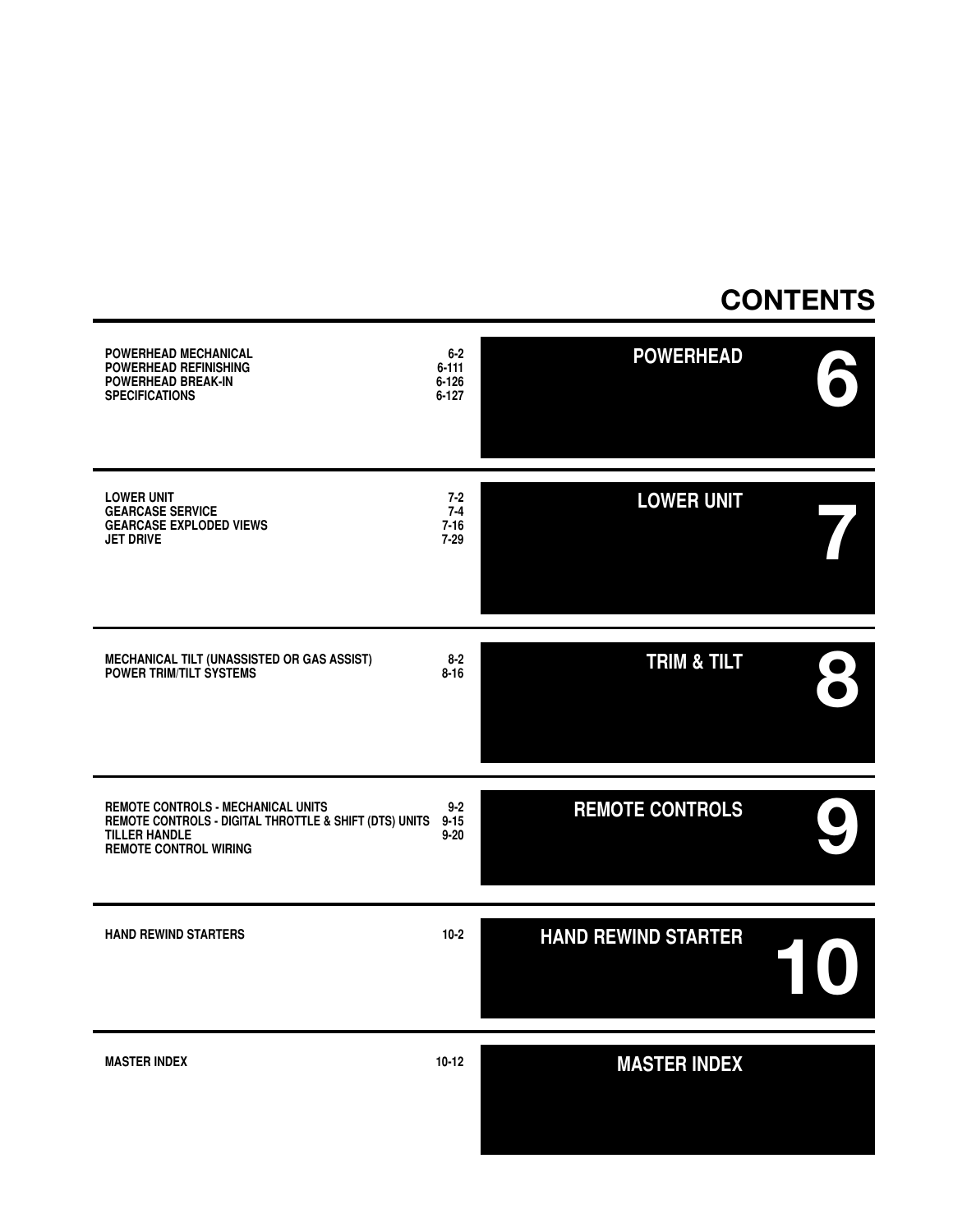# CONTENTS

## 6 POWERHEAD

| | |
|---|---|
| POWERHEAD MECHANICAL | 6-2 |
| POWERHEAD REFINISHING | 6-111 |
| POWERHEAD BREAK-IN | 6-126 |
| SPECIFICATIONS | 6-127 |

## 7 LOWER UNIT

| | |
|---|---|
| LOWER UNIT | 7-2 |
| GEARCASE SERVICE | 7-4 |
| GEARCASE EXPLODED VIEWS | 7-16 |
| JET DRIVE | 7-29 |

## 8 TRIM & TILT

| | |
|---|---|
| MECHANICAL TILT (UNASSISTED OR GAS ASSIST) | 8-2 |
| POWER TRIM/TILT SYSTEMS | 8-16 |

## 9 REMOTE CONTROLS

| | |
|---|---|
| REMOTE CONTROLS - MECHANICAL UNITS | 9-2 |
| REMOTE CONTROLS - DIGITAL THROTTLE & SHIFT (DTS) UNITS | 9-15 |
| TILLER HANDLE | 9-20 |
| REMOTE CONTROL WIRING | |

## 10 HAND REWIND STARTER

| | |
|---|---|
| HAND REWIND STARTERS | 10-2 |

## MASTER INDEX

| | |
|---|---|
| MASTER INDEX | 10-12 |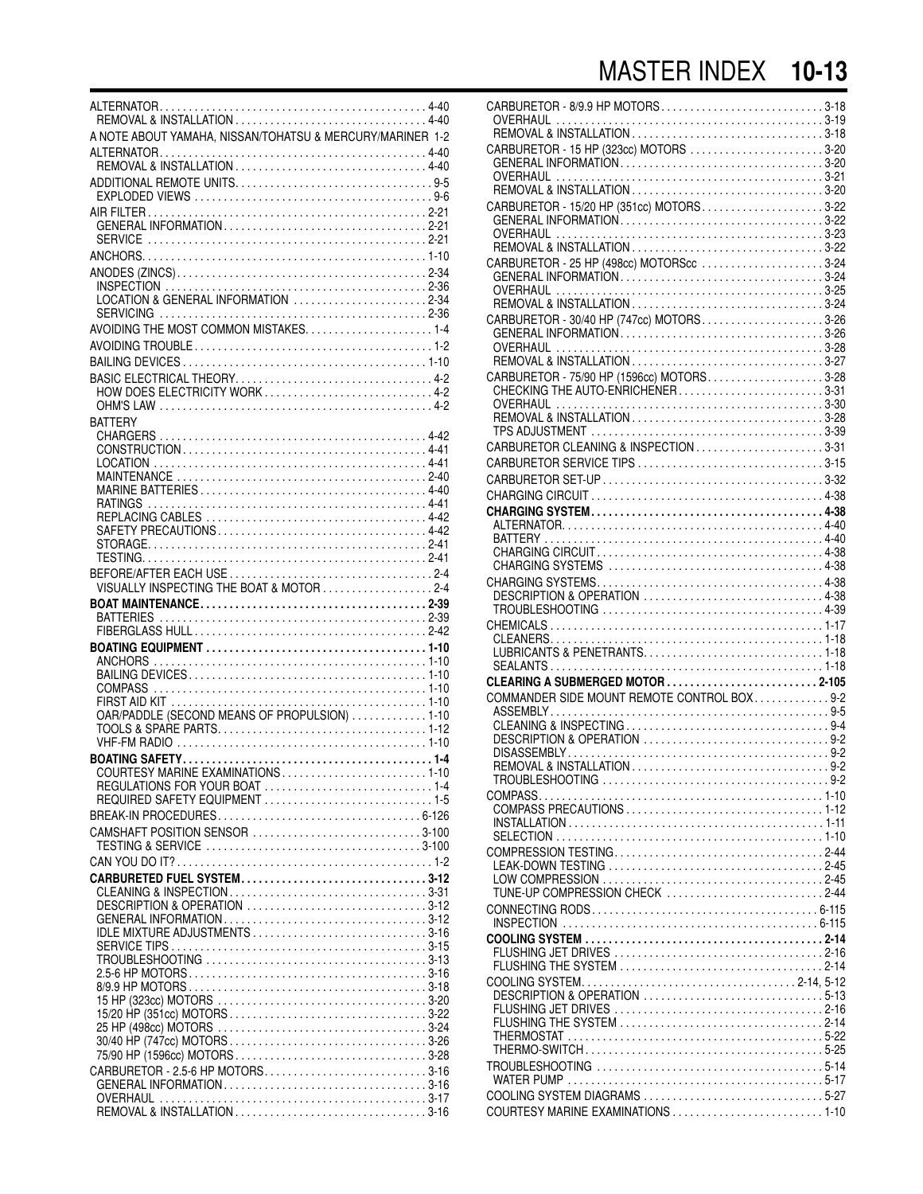ALTERNATOR . . . 4-40
REMOVAL & INSTALLATION . . . 4-40

A NOTE ABOUT YAMAHA, NISSAN/TOHATSU & MERCURY/MARINER 1-2

ALTERNATOR . . . 4-40
REMOVAL & INSTALLATION . . . 4-40

ADDITIONAL REMOTE UNITS . . . 9-5
EXPLODED VIEWS . . . 9-6

AIR FILTER . . . 2-21
GENERAL INFORMATION . . . 2-21
SERVICE . . . 2-21

ANCHORS . . . 1-10

ANODES (ZINCS) . . . 2-34
INSPECTION . . . 2-36
LOCATION & GENERAL INFORMATION . . . 2-34
SERVICING . . . 2-36

AVOIDING THE MOST COMMON MISTAKES . . . 1-4

AVOIDING TROUBLE . . . 1-2

BAILING DEVICES . . . 1-10

BASIC ELECTRICAL THEORY . . . 4-2
HOW DOES ELECTRICITY WORK . . . 4-2
OHM'S LAW . . . 4-2

BATTERY
CHARGERS . . . 4-42
CONSTRUCTION . . . 4-41
LOCATION . . . 4-41
MAINTENANCE . . . 2-40
MARINE BATTERIES . . . 4-40
RATINGS . . . 4-41
REPLACING CABLES . . . 4-42
SAFETY PRECAUTIONS . . . 4-42
STORAGE . . . 2-41
TESTING . . . 2-41

BEFORE/AFTER EACH USE . . . 2-4
VISUALLY INSPECTING THE BOAT & MOTOR . . . 2-4

**BOAT MAINTENANCE . . . 2-39**
BATTERIES . . . 2-39
FIBERGLASS HULL . . . 2-42

**BOATING EQUIPMENT . . . 1-10**
ANCHORS . . . 1-10
BAILING DEVICES . . . 1-10
COMPASS . . . 1-10
FIRST AID KIT . . . 1-10
OAR/PADDLE (SECOND MEANS OF PROPULSION) . . . 1-10
TOOLS & SPARE PARTS . . . 1-12
VHF-FM RADIO . . . 1-10

**BOATING SAFETY . . . 1-4**
COURTESY MARINE EXAMINATIONS . . . 1-10
REGULATIONS FOR YOUR BOAT . . . 1-4
REQUIRED SAFETY EQUIPMENT . . . 1-5

BREAK-IN PROCEDURES . . . 6-126

CAMSHAFT POSITION SENSOR . . . 3-100
TESTING & SERVICE . . . 3-100

CAN YOU DO IT? . . . 1-2

**CARBURETED FUEL SYSTEM . . . 3-12**
CLEANING & INSPECTION . . . 3-31
DESCRIPTION & OPERATION . . . 3-12
GENERAL INFORMATION . . . 3-12
IDLE MIXTURE ADJUSTMENTS . . . 3-16
SERVICE TIPS . . . 3-15
TROUBLESHOOTING . . . 3-13
2.5-6 HP MOTORS . . . 3-16
8/9.9 HP MOTORS . . . 3-18
15 HP (323cc) MOTORS . . . 3-20
15/20 HP (351cc) MOTORS . . . 3-22
25 HP (498cc) MOTORS . . . 3-24
30/40 HP (747cc) MOTORS . . . 3-26
75/90 HP (1596cc) MOTORS . . . 3-28

CARBURETOR - 2.5-6 HP MOTORS . . . 3-16
GENERAL INFORMATION . . . 3-16
OVERHAUL . . . 3-17
REMOVAL & INSTALLATION . . . 3-16

CARBURETOR - 8/9.9 HP MOTORS . . . 3-18
OVERHAUL . . . 3-19
REMOVAL & INSTALLATION . . . 3-18

CARBURETOR - 15 HP (323cc) MOTORS . . . 3-20
GENERAL INFORMATION . . . 3-20
OVERHAUL . . . 3-21
REMOVAL & INSTALLATION . . . 3-20

CARBURETOR - 15/20 HP (351cc) MOTORS . . . 3-22
GENERAL INFORMATION . . . 3-22
OVERHAUL . . . 3-23
REMOVAL & INSTALLATION . . . 3-22

CARBURETOR - 25 HP (498cc) MOTORScc . . . 3-24
GENERAL INFORMATION . . . 3-24
OVERHAUL . . . 3-25
REMOVAL & INSTALLATION . . . 3-24

CARBURETOR - 30/40 HP (747cc) MOTORS . . . 3-26
GENERAL INFORMATION . . . 3-26
OVERHAUL . . . 3-28
REMOVAL & INSTALLATION . . . 3-27

CARBURETOR - 75/90 HP (1596cc) MOTORS . . . 3-28
CHECKING THE AUTO-ENRICHENER . . . 3-31
OVERHAUL . . . 3-30
REMOVAL & INSTALLATION . . . 3-28
TPS ADJUSTMENT . . . 3-39

CARBURETOR CLEANING & INSPECTION . . . 3-31

CARBURETOR SERVICE TIPS . . . 3-15

CARBURETOR SET-UP . . . 3-32

CHARGING CIRCUIT . . . 4-38

**CHARGING SYSTEM . . . 4-38**
ALTERNATOR . . . 4-40
BATTERY . . . 4-40
CHARGING CIRCUIT . . . 4-38
CHARGING SYSTEMS . . . 4-38

CHARGING SYSTEMS . . . 4-38
DESCRIPTION & OPERATION . . . 4-38
TROUBLESHOOTING . . . 4-39

CHEMICALS . . . 1-17
CLEANERS . . . 1-18
LUBRICANTS & PENETRANTS . . . 1-18
SEALANTS . . . 1-18

**CLEARING A SUBMERGED MOTOR . . . 2-105**

COMMANDER SIDE MOUNT REMOTE CONTROL BOX . . . 9-2
ASSEMBLY . . . 9-5
CLEANING & INSPECTING . . . 9-4
DESCRIPTION & OPERATION . . . 9-2
DISASSEMBLY . . . 9-2
REMOVAL & INSTALLATION . . . 9-2
TROUBLESHOOTING . . . 9-2

COMPASS . . . 1-10
COMPASS PRECAUTIONS . . . 1-12
INSTALLATION . . . 1-11
SELECTION . . . 1-10

COMPRESSION TESTING . . . 2-44
LEAK-DOWN TESTING . . . 2-45
LOW COMPRESSION . . . 2-45
TUNE-UP COMPRESSION CHECK . . . 2-44

CONNECTING RODS . . . 6-115
INSPECTION . . . 6-115

**COOLING SYSTEM . . . 2-14**
FLUSHING JET DRIVES . . . 2-16
FLUSHING THE SYSTEM . . . 2-14

COOLING SYSTEM . . . 2-14, 5-12
DESCRIPTION & OPERATION . . . 5-13
FLUSHING JET DRIVES . . . 2-16
FLUSHING THE SYSTEM . . . 2-14
THERMOSTAT . . . 5-22
THERMO-SWITCH . . . 5-25

TROUBLESHOOTING . . . 5-14
WATER PUMP . . . 5-17

COOLING SYSTEM DIAGRAMS . . . 5-27

COURTESY MARINE EXAMINATIONS . . . 1-10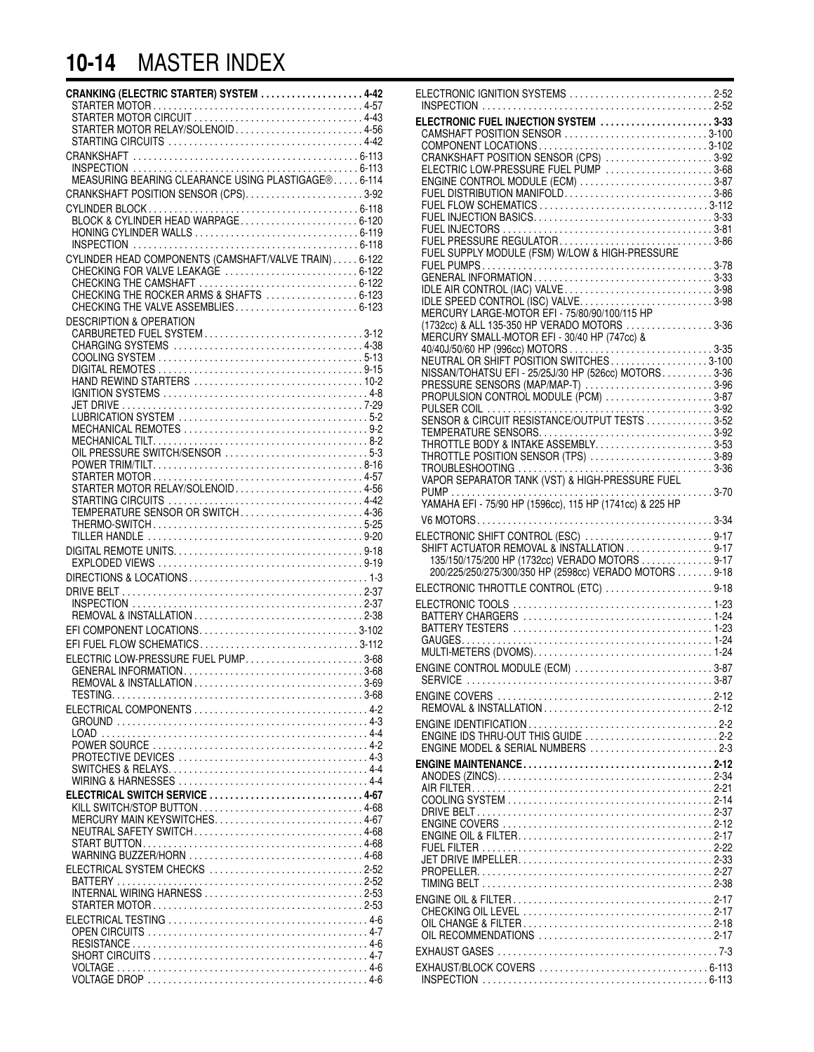**CRANKING (ELECTRIC STARTER) SYSTEM . . . . . . . . . . . . . . . . . . . . 4-42**
STARTER MOTOR . . . . . . . . . . . . . . . . . . . . . . . . . . . . . . . . . . . . . . . . . 4-57
STARTER MOTOR CIRCUIT . . . . . . . . . . . . . . . . . . . . . . . . . . . . . . . . . 4-43
STARTER MOTOR RELAY/SOLENOID . . . . . . . . . . . . . . . . . . . . . . . . . 4-56
STARTING CIRCUITS . . . . . . . . . . . . . . . . . . . . . . . . . . . . . . . . . . . . . 4-42

CRANKSHAFT . . . . . . . . . . . . . . . . . . . . . . . . . . . . . . . . . . . . . . . . . . . . 6-113
INSPECTION . . . . . . . . . . . . . . . . . . . . . . . . . . . . . . . . . . . . . . . . . . . 6-113
MEASURING BEARING CLEARANCE USING PLASTIGAGE® . . . . . 6-114

CRANKSHAFT POSITION SENSOR (CPS). . . . . . . . . . . . . . . . . . . . . . . 3-92

CYLINDER BLOCK . . . . . . . . . . . . . . . . . . . . . . . . . . . . . . . . . . . . . . . . 6-118
BLOCK & CYLINDER HEAD WARPAGE. . . . . . . . . . . . . . . . . . . . . . . 6-120
HONING CYLINDER WALLS . . . . . . . . . . . . . . . . . . . . . . . . . . . . . . . 6-119
INSPECTION . . . . . . . . . . . . . . . . . . . . . . . . . . . . . . . . . . . . . . . . . . . 6-118

CYLINDER HEAD COMPONENTS (CAMSHAFT/VALVE TRAIN) . . . . . 6-122
CHECKING FOR VALVE LEAKAGE . . . . . . . . . . . . . . . . . . . . . . . . . . 6-122
CHECKING THE CAMSHAFT . . . . . . . . . . . . . . . . . . . . . . . . . . . . . . . 6-122
CHECKING THE ROCKER ARMS & SHAFTS . . . . . . . . . . . . . . . . . . 6-123
CHECKING THE VALVE ASSEMBLIES . . . . . . . . . . . . . . . . . . . . . . . . 6-123

DESCRIPTION & OPERATION
CARBURETED FUEL SYSTEM . . . . . . . . . . . . . . . . . . . . . . . . . . . . . . . 3-12
CHARGING SYSTEMS . . . . . . . . . . . . . . . . . . . . . . . . . . . . . . . . . . . . . 4-38
COOLING SYSTEM . . . . . . . . . . . . . . . . . . . . . . . . . . . . . . . . . . . . . . . . 5-13
DIGITAL REMOTES . . . . . . . . . . . . . . . . . . . . . . . . . . . . . . . . . . . . . . . . 9-15
HAND REWIND STARTERS . . . . . . . . . . . . . . . . . . . . . . . . . . . . . . . . . 10-2
IGNITION SYSTEMS . . . . . . . . . . . . . . . . . . . . . . . . . . . . . . . . . . . . . . . . 4-8
JET DRIVE . . . . . . . . . . . . . . . . . . . . . . . . . . . . . . . . . . . . . . . . . . . . . . . 7-29
LUBRICATION SYSTEM . . . . . . . . . . . . . . . . . . . . . . . . . . . . . . . . . . . . . 5-2
MECHANICAL REMOTES . . . . . . . . . . . . . . . . . . . . . . . . . . . . . . . . . . . . 9-2
MECHANICAL TILT. . . . . . . . . . . . . . . . . . . . . . . . . . . . . . . . . . . . . . . . . . 8-2
OIL PRESSURE SWITCH/SENSOR . . . . . . . . . . . . . . . . . . . . . . . . . . . . 5-3
POWER TRIM/TILT. . . . . . . . . . . . . . . . . . . . . . . . . . . . . . . . . . . . . . . . . 8-16
STARTER MOTOR . . . . . . . . . . . . . . . . . . . . . . . . . . . . . . . . . . . . . . . . . 4-57
STARTER MOTOR RELAY/SOLENOID . . . . . . . . . . . . . . . . . . . . . . . . . 4-56
STARTING CIRCUITS . . . . . . . . . . . . . . . . . . . . . . . . . . . . . . . . . . . . . . 4-42
TEMPERATURE SENSOR OR SWITCH . . . . . . . . . . . . . . . . . . . . . . . . 4-36
THERMO-SWITCH . . . . . . . . . . . . . . . . . . . . . . . . . . . . . . . . . . . . . . . . . 5-25
TILLER HANDLE . . . . . . . . . . . . . . . . . . . . . . . . . . . . . . . . . . . . . . . . . . 9-20

DIGITAL REMOTE UNITS. . . . . . . . . . . . . . . . . . . . . . . . . . . . . . . . . . . . . 9-18
EXPLODED VIEWS . . . . . . . . . . . . . . . . . . . . . . . . . . . . . . . . . . . . . . . . 9-19

DIRECTIONS & LOCATIONS . . . . . . . . . . . . . . . . . . . . . . . . . . . . . . . . . . . 1-3

DRIVE BELT . . . . . . . . . . . . . . . . . . . . . . . . . . . . . . . . . . . . . . . . . . . . . . . 2-37
INSPECTION . . . . . . . . . . . . . . . . . . . . . . . . . . . . . . . . . . . . . . . . . . . . 2-37
REMOVAL & INSTALLATION . . . . . . . . . . . . . . . . . . . . . . . . . . . . . . . . . 2-38

EFI COMPONENT LOCATIONS. . . . . . . . . . . . . . . . . . . . . . . . . . . . . . . 3-102

EFI FUEL FLOW SCHEMATICS. . . . . . . . . . . . . . . . . . . . . . . . . . . . . . . 3-112

ELECTRIC LOW-PRESSURE FUEL PUMP. . . . . . . . . . . . . . . . . . . . . . . 3-68
GENERAL INFORMATION . . . . . . . . . . . . . . . . . . . . . . . . . . . . . . . . . . . 3-68
REMOVAL & INSTALLATION . . . . . . . . . . . . . . . . . . . . . . . . . . . . . . . . . 3-69
TESTING. . . . . . . . . . . . . . . . . . . . . . . . . . . . . . . . . . . . . . . . . . . . . . . . . 3-68

ELECTRICAL COMPONENTS . . . . . . . . . . . . . . . . . . . . . . . . . . . . . . . . . . 4-2
GROUND . . . . . . . . . . . . . . . . . . . . . . . . . . . . . . . . . . . . . . . . . . . . . . . . 4-3
LOAD . . . . . . . . . . . . . . . . . . . . . . . . . . . . . . . . . . . . . . . . . . . . . . . . . . . 4-4
POWER SOURCE . . . . . . . . . . . . . . . . . . . . . . . . . . . . . . . . . . . . . . . . . . 4-2
PROTECTIVE DEVICES . . . . . . . . . . . . . . . . . . . . . . . . . . . . . . . . . . . . . 4-3
SWITCHES & RELAYS. . . . . . . . . . . . . . . . . . . . . . . . . . . . . . . . . . . . . . . 4-4
WIRING & HARNESSES . . . . . . . . . . . . . . . . . . . . . . . . . . . . . . . . . . . . . 4-4

**ELECTRICAL SWITCH SERVICE . . . . . . . . . . . . . . . . . . . . . . . . . . . . . . 4-67**
KILL SWITCH/STOP BUTTON. . . . . . . . . . . . . . . . . . . . . . . . . . . . . . . . 4-68
MERCURY MAIN KEYSWITCHES. . . . . . . . . . . . . . . . . . . . . . . . . . . . . 4-67
NEUTRAL SAFETY SWITCH . . . . . . . . . . . . . . . . . . . . . . . . . . . . . . . . . 4-68
START BUTTON. . . . . . . . . . . . . . . . . . . . . . . . . . . . . . . . . . . . . . . . . . . 4-68
WARNING BUZZER/HORN . . . . . . . . . . . . . . . . . . . . . . . . . . . . . . . . . . 4-68

ELECTRICAL SYSTEM CHECKS . . . . . . . . . . . . . . . . . . . . . . . . . . . . . . 2-52
BATTERY . . . . . . . . . . . . . . . . . . . . . . . . . . . . . . . . . . . . . . . . . . . . . . . 2-52
INTERNAL WIRING HARNESS . . . . . . . . . . . . . . . . . . . . . . . . . . . . . . . 2-53
STARTER MOTOR . . . . . . . . . . . . . . . . . . . . . . . . . . . . . . . . . . . . . . . . . 2-53

ELECTRICAL TESTING . . . . . . . . . . . . . . . . . . . . . . . . . . . . . . . . . . . . . . . 4-6
OPEN CIRCUITS . . . . . . . . . . . . . . . . . . . . . . . . . . . . . . . . . . . . . . . . . . . 4-7
RESISTANCE . . . . . . . . . . . . . . . . . . . . . . . . . . . . . . . . . . . . . . . . . . . . . . 4-6
SHORT CIRCUITS . . . . . . . . . . . . . . . . . . . . . . . . . . . . . . . . . . . . . . . . . . 4-7
VOLTAGE . . . . . . . . . . . . . . . . . . . . . . . . . . . . . . . . . . . . . . . . . . . . . . . . 4-6
VOLTAGE DROP . . . . . . . . . . . . . . . . . . . . . . . . . . . . . . . . . . . . . . . . . . . 4-6

ELECTRONIC IGNITION SYSTEMS . . . . . . . . . . . . . . . . . . . . . . . . . . . . 2-52
INSPECTION . . . . . . . . . . . . . . . . . . . . . . . . . . . . . . . . . . . . . . . . . . . . . 2-52

**ELECTRONIC FUEL INJECTION SYSTEM . . . . . . . . . . . . . . . . . . . . . . 3-33**
CAMSHAFT POSITION SENSOR . . . . . . . . . . . . . . . . . . . . . . . . . . . . 3-100
COMPONENT LOCATIONS . . . . . . . . . . . . . . . . . . . . . . . . . . . . . . . . . 3-102
CRANKSHAFT POSITION SENSOR (CPS) . . . . . . . . . . . . . . . . . . . . . . 3-92
ELECTRIC LOW-PRESSURE FUEL PUMP . . . . . . . . . . . . . . . . . . . . . . 3-68
ENGINE CONTROL MODULE (ECM) . . . . . . . . . . . . . . . . . . . . . . . . . . 3-87
FUEL DISTRIBUTION MANIFOLD. . . . . . . . . . . . . . . . . . . . . . . . . . . . . 3-86
FUEL FLOW SCHEMATICS . . . . . . . . . . . . . . . . . . . . . . . . . . . . . . . . . 3-112
FUEL INJECTION BASICS. . . . . . . . . . . . . . . . . . . . . . . . . . . . . . . . . . . 3-33
FUEL INJECTORS . . . . . . . . . . . . . . . . . . . . . . . . . . . . . . . . . . . . . . . . . 3-81
FUEL PRESSURE REGULATOR. . . . . . . . . . . . . . . . . . . . . . . . . . . . . . . 3-86
FUEL SUPPLY MODULE (FSM) W/LOW & HIGH-PRESSURE FUEL PUMPS. . . . . . . . . . . . . . . . . . . . . . . . . . . . . . . . . . . . . . . . . . . . . 3-78
GENERAL INFORMATION . . . . . . . . . . . . . . . . . . . . . . . . . . . . . . . . . . . 3-33
IDLE AIR CONTROL (IAC) VALVE . . . . . . . . . . . . . . . . . . . . . . . . . . . . . 3-98
IDLE SPEED CONTROL (ISC) VALVE. . . . . . . . . . . . . . . . . . . . . . . . . . . 3-98
MERCURY LARGE-MOTOR EFI - 75/80/90/100/115 HP (1732cc) & ALL 135-350 HP VERADO MOTORS . . . . . . . . . . . . . . . . . 3-36
MERCURY SMALL-MOTOR EFI - 30/40 HP (747cc) & 40/40J/50/60 HP (996cc) MOTORS . . . . . . . . . . . . . . . . . . . . . . . . . . . . 3-35
NEUTRAL OR SHIFT POSITION SWITCHES . . . . . . . . . . . . . . . . . . . 3-100
NISSAN/TOHATSU EFI - 25/25J/30 HP (526cc) MOTORS. . . . . . . . . . 3-36
PRESSURE SENSORS (MAP/MAP-T) . . . . . . . . . . . . . . . . . . . . . . . . . 3-96
PROPULSION CONTROL MODULE (PCM) . . . . . . . . . . . . . . . . . . . . . 3-87
PULSER COIL . . . . . . . . . . . . . . . . . . . . . . . . . . . . . . . . . . . . . . . . . . . . 3-92
SENSOR & CIRCUIT RESISTANCE/OUTPUT TESTS . . . . . . . . . . . . . 3-52
TEMPERATURE SENSORS. . . . . . . . . . . . . . . . . . . . . . . . . . . . . . . . . . 3-92
THROTTLE BODY & INTAKE ASSEMBLY. . . . . . . . . . . . . . . . . . . . . . . 3-53
THROTTLE POSITION SENSOR (TPS) . . . . . . . . . . . . . . . . . . . . . . . . 3-89
TROUBLESHOOTING . . . . . . . . . . . . . . . . . . . . . . . . . . . . . . . . . . . . . . 3-36
VAPOR SEPARATOR TANK (VST) & HIGH-PRESSURE FUEL PUMP . . . . . . . . . . . . . . . . . . . . . . . . . . . . . . . . . . . . . . . . . . . . . . . . . 3-70
YAMAHA EFI - 75/90 HP (1596cc), 115 HP (1741cc) & 225 HP V6 MOTORS. . . . . . . . . . . . . . . . . . . . . . . . . . . . . . . . . . . . . . . . . . . . . . 3-34

ELECTRONIC SHIFT CONTROL (ESC) . . . . . . . . . . . . . . . . . . . . . . . . . 9-17
SHIFT ACTUATOR REMOVAL & INSTALLATION . . . . . . . . . . . . . . . . . 9-17
135/150/175/200 HP (1732cc) VERADO MOTORS . . . . . . . . . . . . . . 9-17
200/225/250/275/300/350 HP (2598cc) VERADO MOTORS . . . . . . . 9-18

ELECTRONIC THROTTLE CONTROL (ETC) . . . . . . . . . . . . . . . . . . . . . 9-18

ELECTRONIC TOOLS . . . . . . . . . . . . . . . . . . . . . . . . . . . . . . . . . . . . . . . 1-23
BATTERY CHARGERS . . . . . . . . . . . . . . . . . . . . . . . . . . . . . . . . . . . . . 1-24
BATTERY TESTERS . . . . . . . . . . . . . . . . . . . . . . . . . . . . . . . . . . . . . . . 1-23
GAUGES. . . . . . . . . . . . . . . . . . . . . . . . . . . . . . . . . . . . . . . . . . . . . . . . . 1-24
MULTI-METERS (DVOMS). . . . . . . . . . . . . . . . . . . . . . . . . . . . . . . . . . . 1-24

ENGINE CONTROL MODULE (ECM) . . . . . . . . . . . . . . . . . . . . . . . . . . . 3-87
SERVICE . . . . . . . . . . . . . . . . . . . . . . . . . . . . . . . . . . . . . . . . . . . . . . . 3-87

ENGINE COVERS . . . . . . . . . . . . . . . . . . . . . . . . . . . . . . . . . . . . . . . . . . 2-12
REMOVAL & INSTALLATION . . . . . . . . . . . . . . . . . . . . . . . . . . . . . . . . . 2-12

ENGINE IDENTIFICATION . . . . . . . . . . . . . . . . . . . . . . . . . . . . . . . . . . . . . 2-2
ENGINE IDS THRU-OUT THIS GUIDE . . . . . . . . . . . . . . . . . . . . . . . . . . 2-2
ENGINE MODEL & SERIAL NUMBERS . . . . . . . . . . . . . . . . . . . . . . . . . 2-3

**ENGINE MAINTENANCE. . . . . . . . . . . . . . . . . . . . . . . . . . . . . . . . . . . . . 2-12**
ANODES (ZINCS). . . . . . . . . . . . . . . . . . . . . . . . . . . . . . . . . . . . . . . . . . 2-34
AIR FILTER. . . . . . . . . . . . . . . . . . . . . . . . . . . . . . . . . . . . . . . . . . . . . . . 2-21
COOLING SYSTEM . . . . . . . . . . . . . . . . . . . . . . . . . . . . . . . . . . . . . . . . 2-14
DRIVE BELT . . . . . . . . . . . . . . . . . . . . . . . . . . . . . . . . . . . . . . . . . . . . . . 2-37
ENGINE COVERS . . . . . . . . . . . . . . . . . . . . . . . . . . . . . . . . . . . . . . . . . 2-12
ENGINE OIL & FILTER. . . . . . . . . . . . . . . . . . . . . . . . . . . . . . . . . . . . . . 2-17
FUEL FILTER . . . . . . . . . . . . . . . . . . . . . . . . . . . . . . . . . . . . . . . . . . . . . 2-22
JET DRIVE IMPELLER. . . . . . . . . . . . . . . . . . . . . . . . . . . . . . . . . . . . . . 2-33
PROPELLER. . . . . . . . . . . . . . . . . . . . . . . . . . . . . . . . . . . . . . . . . . . . . . 2-27
TIMING BELT . . . . . . . . . . . . . . . . . . . . . . . . . . . . . . . . . . . . . . . . . . . . . 2-38

ENGINE OIL & FILTER . . . . . . . . . . . . . . . . . . . . . . . . . . . . . . . . . . . . . . . 2-17
CHECKING OIL LEVEL . . . . . . . . . . . . . . . . . . . . . . . . . . . . . . . . . . . . . 2-17
OIL CHANGE & FILTER . . . . . . . . . . . . . . . . . . . . . . . . . . . . . . . . . . . . . 2-18
OIL RECOMMENDATIONS . . . . . . . . . . . . . . . . . . . . . . . . . . . . . . . . . . 2-17

EXHAUST GASES . . . . . . . . . . . . . . . . . . . . . . . . . . . . . . . . . . . . . . . . . . . 7-3

EXHAUST/BLOCK COVERS . . . . . . . . . . . . . . . . . . . . . . . . . . . . . . . . . 6-113
INSPECTION . . . . . . . . . . . . . . . . . . . . . . . . . . . . . . . . . . . . . . . . . . . . 6-113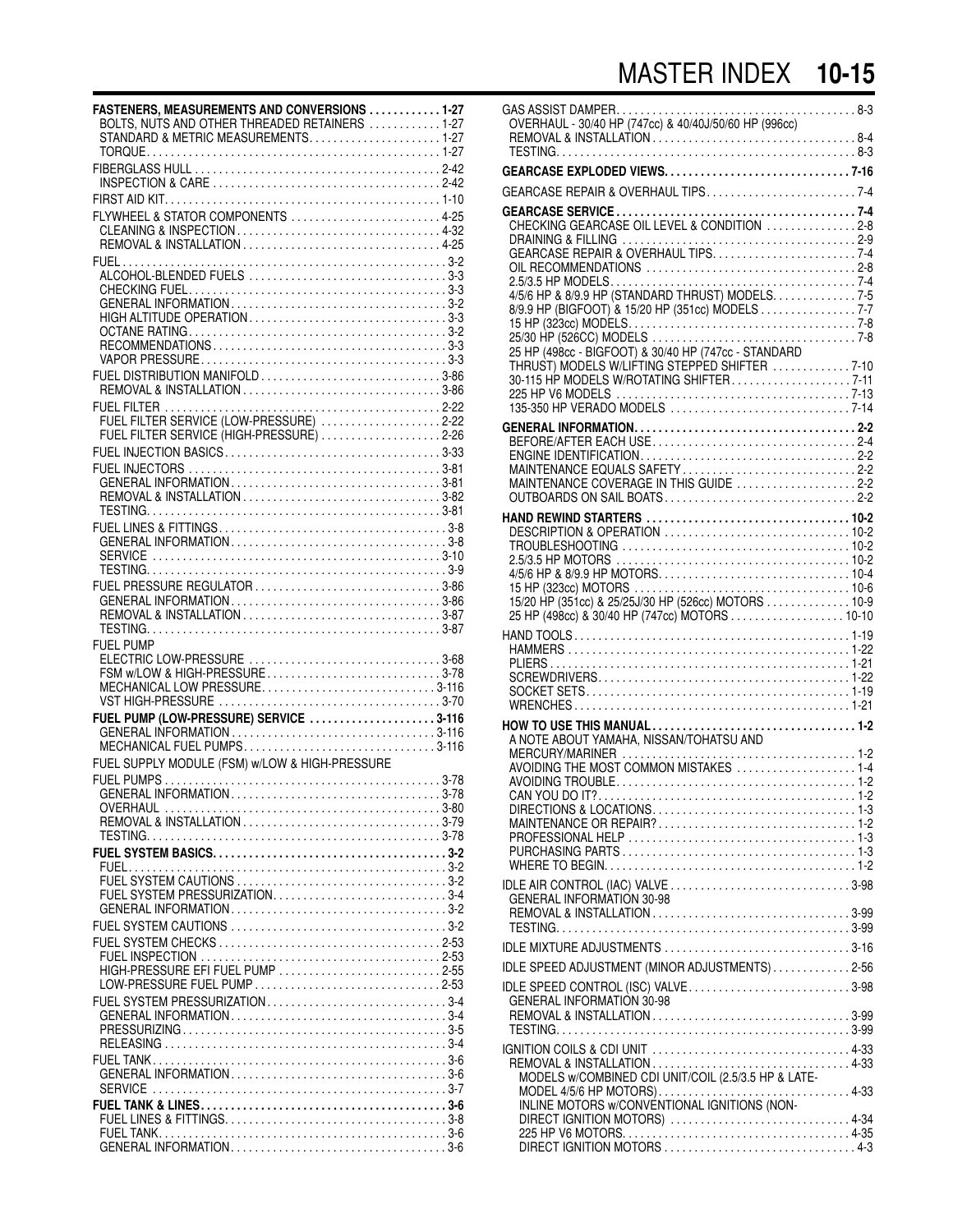# MASTER INDEX

**FASTENERS, MEASUREMENTS AND CONVERSIONS** . . . . . . . . . . . . 1-27
- BOLTS, NUTS AND OTHER THREADED RETAINERS . . . . . . . . . . . . 1-27
- STANDARD & METRIC MEASUREMENTS . . . . . . . . . . . . 1-27
- TORQUE . . . . . . . . . . . . 1-27

FIBERGLASS HULL . . . . . . . . . . . . 2-42
- INSPECTION & CARE . . . . . . . . . . . . 2-42

FIRST AID KIT . . . . . . . . . . . . 1-10

FLYWHEEL & STATOR COMPONENTS . . . . . . . . . . . . 4-25
- CLEANING & INSPECTION . . . . . . . . . . . . 4-32
- REMOVAL & INSTALLATION . . . . . . . . . . . . 4-25

FUEL . . . . . . . . . . . . 3-2
- ALCOHOL-BLENDED FUELS . . . . . . . . . . . . 3-3
- CHECKING FUEL . . . . . . . . . . . . 3-3
- GENERAL INFORMATION . . . . . . . . . . . . 3-2
- HIGH ALTITUDE OPERATION . . . . . . . . . . . . 3-3
- OCTANE RATING . . . . . . . . . . . . 3-2
- RECOMMENDATIONS . . . . . . . . . . . . 3-3
- VAPOR PRESSURE . . . . . . . . . . . . 3-3

FUEL DISTRIBUTION MANIFOLD . . . . . . . . . . . . 3-86
- REMOVAL & INSTALLATION . . . . . . . . . . . . 3-86

FUEL FILTER . . . . . . . . . . . . 2-22
- FUEL FILTER SERVICE (LOW-PRESSURE) . . . . . . . . . . . . 2-22
- FUEL FILTER SERVICE (HIGH-PRESSURE) . . . . . . . . . . . . 2-26

FUEL INJECTION BASICS . . . . . . . . . . . . 3-33

FUEL INJECTORS . . . . . . . . . . . . 3-81
- GENERAL INFORMATION . . . . . . . . . . . . 3-81
- REMOVAL & INSTALLATION . . . . . . . . . . . . 3-82
- TESTING . . . . . . . . . . . . 3-81

FUEL LINES & FITTINGS . . . . . . . . . . . . 3-8
- GENERAL INFORMATION . . . . . . . . . . . . 3-8
- SERVICE . . . . . . . . . . . . 3-10
- TESTING . . . . . . . . . . . . 3-9

FUEL PRESSURE REGULATOR . . . . . . . . . . . . 3-86
- GENERAL INFORMATION . . . . . . . . . . . . 3-86
- REMOVAL & INSTALLATION . . . . . . . . . . . . 3-87
- TESTING . . . . . . . . . . . . 3-87

FUEL PUMP
- ELECTRIC LOW-PRESSURE . . . . . . . . . . . . 3-68
- FSM w/LOW & HIGH-PRESSURE . . . . . . . . . . . . 3-78
- MECHANICAL LOW PRESSURE . . . . . . . . . . . . 3-116
- VST HIGH-PRESSURE . . . . . . . . . . . . 3-70

**FUEL PUMP (LOW-PRESSURE) SERVICE** . . . . . . . . . . . . 3-116
- GENERAL INFORMATION . . . . . . . . . . . . 3-116
- MECHANICAL FUEL PUMPS . . . . . . . . . . . . 3-116

FUEL SUPPLY MODULE (FSM) w/LOW & HIGH-PRESSURE FUEL PUMPS . . . . . . . . . . . . 3-78
- GENERAL INFORMATION . . . . . . . . . . . . 3-78
- OVERHAUL . . . . . . . . . . . . 3-80
- REMOVAL & INSTALLATION . . . . . . . . . . . . 3-79
- TESTING . . . . . . . . . . . . 3-78

**FUEL SYSTEM BASICS** . . . . . . . . . . . . 3-2
- FUEL . . . . . . . . . . . . 3-2
- FUEL SYSTEM CAUTIONS . . . . . . . . . . . . 3-2
- FUEL SYSTEM PRESSURIZATION . . . . . . . . . . . . 3-4
- GENERAL INFORMATION . . . . . . . . . . . . 3-2

FUEL SYSTEM CAUTIONS . . . . . . . . . . . . 3-2

FUEL SYSTEM CHECKS . . . . . . . . . . . . 2-53
- FUEL INSPECTION . . . . . . . . . . . . 2-53
- HIGH-PRESSURE EFI FUEL PUMP . . . . . . . . . . . . 2-55
- LOW-PRESSURE FUEL PUMP . . . . . . . . . . . . 2-53

FUEL SYSTEM PRESSURIZATION . . . . . . . . . . . . 3-4
- GENERAL INFORMATION . . . . . . . . . . . . 3-4
- PRESSURIZING . . . . . . . . . . . . 3-5
- RELEASING . . . . . . . . . . . . 3-4

FUEL TANK . . . . . . . . . . . . 3-6
- GENERAL INFORMATION . . . . . . . . . . . . 3-6
- SERVICE . . . . . . . . . . . . 3-7

**FUEL TANK & LINES** . . . . . . . . . . . . 3-6
- FUEL LINES & FITTINGS . . . . . . . . . . . . 3-8
- FUEL TANK . . . . . . . . . . . . 3-6
- GENERAL INFORMATION . . . . . . . . . . . . 3-6

GAS ASSIST DAMPER . . . . . . . . . . . . 8-3
- OVERHAUL - 30/40 HP (747cc) & 40/40J/50/60 HP (996cc) REMOVAL & INSTALLATION . . . . . . . . . . . . 8-4
- TESTING . . . . . . . . . . . . 8-3

**GEARCASE EXPLODED VIEWS** . . . . . . . . . . . . 7-16

GEARCASE REPAIR & OVERHAUL TIPS . . . . . . . . . . . . 7-4

**GEARCASE SERVICE** . . . . . . . . . . . . 7-4
- CHECKING GEARCASE OIL LEVEL & CONDITION . . . . . . . . . . . . 2-8
- DRAINING & FILLING . . . . . . . . . . . . 2-9
- GEARCASE REPAIR & OVERHAUL TIPS . . . . . . . . . . . . 7-4
- OIL RECOMMENDATIONS . . . . . . . . . . . . 2-8
- 2.5/3.5 HP MODELS . . . . . . . . . . . . 7-4
- 4/5/6 HP & 8/9.9 HP (STANDARD THRUST) MODELS . . . . . . . . . . . . 7-5
- 8/9.9 HP (BIGFOOT) & 15/20 HP (351cc) MODELS . . . . . . . . . . . . 7-7
- 15 HP (323cc) MODELS . . . . . . . . . . . . 7-8
- 25/30 HP (526CC) MODELS . . . . . . . . . . . . 7-8
- 25 HP (498cc - BIGFOOT) & 30/40 HP (747cc - STANDARD THRUST) MODELS W/LIFTING STEPPED SHIFTER . . . . . . . . . . . . 7-10
- 30-115 HP MODELS W/ROTATING SHIFTER . . . . . . . . . . . . 7-11
- 225 HP V6 MODELS . . . . . . . . . . . . 7-13
- 135-350 HP VERADO MODELS . . . . . . . . . . . . 7-14

**GENERAL INFORMATION** . . . . . . . . . . . . 2-2
- BEFORE/AFTER EACH USE . . . . . . . . . . . . 2-4
- ENGINE IDENTIFICATION . . . . . . . . . . . . 2-2
- MAINTENANCE EQUALS SAFETY . . . . . . . . . . . . 2-2
- MAINTENANCE COVERAGE IN THIS GUIDE . . . . . . . . . . . . 2-2
- OUTBOARDS ON SAIL BOATS . . . . . . . . . . . . 2-2

**HAND REWIND STARTERS** . . . . . . . . . . . . 10-2
- DESCRIPTION & OPERATION . . . . . . . . . . . . 10-2
- TROUBLESHOOTING . . . . . . . . . . . . 10-2
- 2.5/3.5 HP MOTORS . . . . . . . . . . . . 10-2
- 4/5/6 HP & 8/9.9 HP MOTORS . . . . . . . . . . . . 10-4
- 15 HP (323cc) MOTORS . . . . . . . . . . . . 10-6
- 15/20 HP (351cc) & 25/25J/30 HP (526cc) MOTORS . . . . . . . . . . . . 10-9
- 25 HP (498cc) & 30/40 HP (747cc) MOTORS . . . . . . . . . . . . 10-10

HAND TOOLS . . . . . . . . . . . . 1-19
- HAMMERS . . . . . . . . . . . . 1-22
- PLIERS . . . . . . . . . . . . 1-21
- SCREWDRIVERS . . . . . . . . . . . . 1-22
- SOCKET SETS . . . . . . . . . . . . 1-19
- WRENCHES . . . . . . . . . . . . 1-21

**HOW TO USE THIS MANUAL** . . . . . . . . . . . . 1-2
- A NOTE ABOUT YAMAHA, NISSAN/TOHATSU AND MERCURY/MARINER . . . . . . . . . . . . 1-2
- AVOIDING THE MOST COMMON MISTAKES . . . . . . . . . . . . 1-4
- AVOIDING TROUBLE . . . . . . . . . . . . 1-2
- CAN YOU DO IT? . . . . . . . . . . . . 1-2
- DIRECTIONS & LOCATIONS . . . . . . . . . . . . 1-3
- MAINTENANCE OR REPAIR? . . . . . . . . . . . . 1-2
- PROFESSIONAL HELP . . . . . . . . . . . . 1-3
- PURCHASING PARTS . . . . . . . . . . . . 1-3
- WHERE TO BEGIN . . . . . . . . . . . . 1-2

IDLE AIR CONTROL (IAC) VALVE . . . . . . . . . . . . 3-98
- GENERAL INFORMATION 30-98
- REMOVAL & INSTALLATION . . . . . . . . . . . . 3-99
- TESTING . . . . . . . . . . . . 3-99

IDLE MIXTURE ADJUSTMENTS . . . . . . . . . . . . 3-16

IDLE SPEED ADJUSTMENT (MINOR ADJUSTMENTS) . . . . . . . . . . . . 2-56

IDLE SPEED CONTROL (ISC) VALVE . . . . . . . . . . . . 3-98
- GENERAL INFORMATION 30-98
- REMOVAL & INSTALLATION . . . . . . . . . . . . 3-99
- TESTING . . . . . . . . . . . . 3-99

IGNITION COILS & CDI UNIT . . . . . . . . . . . . 4-33
- REMOVAL & INSTALLATION . . . . . . . . . . . . 4-33
  - MODELS w/COMBINED CDI UNIT/COIL (2.5/3.5 HP & LATE-MODEL 4/5/6 HP MOTORS) . . . . . . . . . . . . 4-33
  - INLINE MOTORS w/CONVENTIONAL IGNITIONS (NON-DIRECT IGNITION MOTORS) . . . . . . . . . . . . 4-34
  - 225 HP V6 MOTORS . . . . . . . . . . . . 4-35
  - DIRECT IGNITION MOTORS . . . . . . . . . . . . 4-3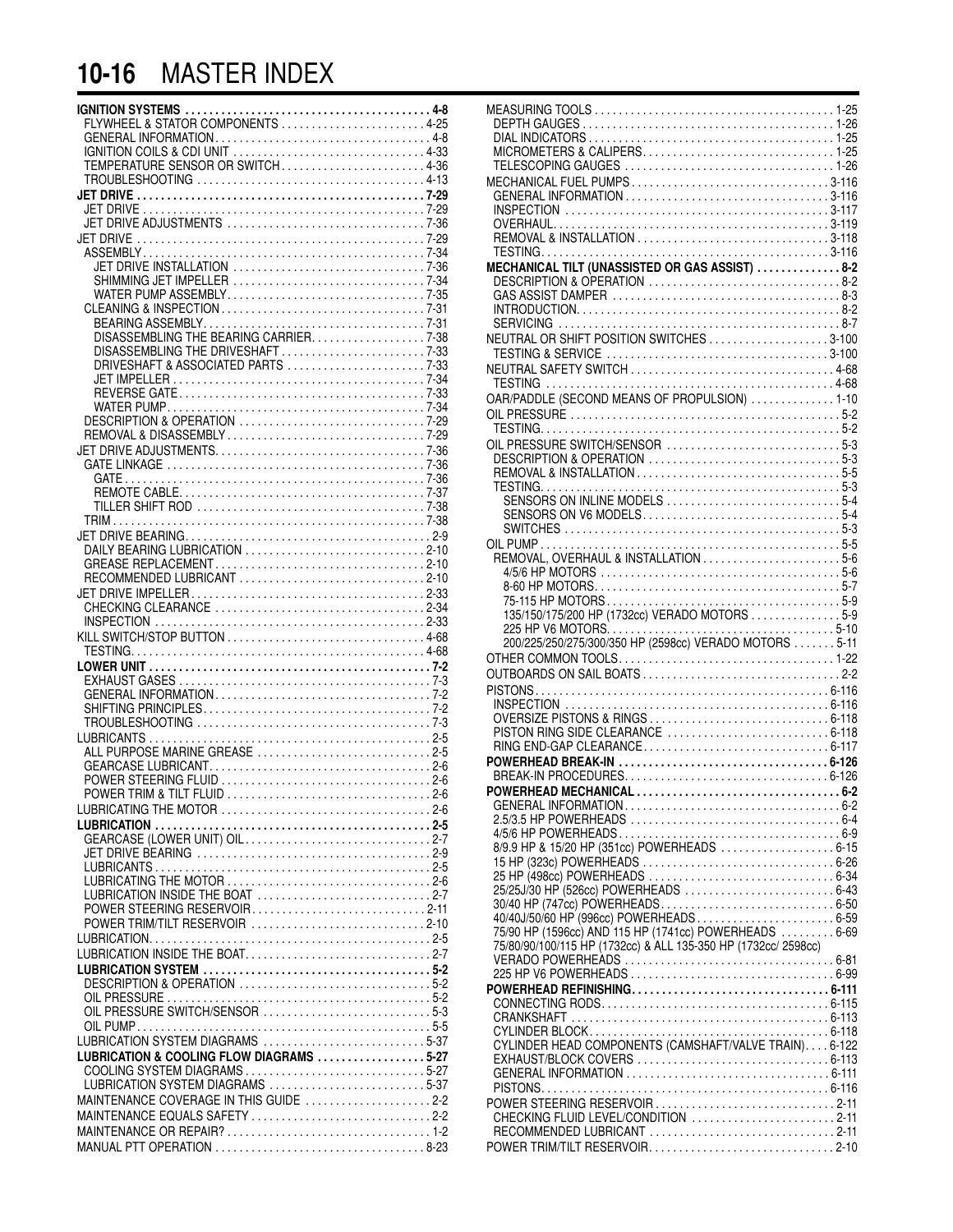# MASTER INDEX

**IGNITION SYSTEMS** ........................................ **4-8**
- FLYWHEEL & STATOR COMPONENTS ........................ 4-25
- GENERAL INFORMATION .................................... 4-8
- IGNITION COILS & CDI UNIT ................................ 4-33
- TEMPERATURE SENSOR OR SWITCH ........................ 4-36
- TROUBLESHOOTING ........................................ 4-13

**JET DRIVE** ................................................ **7-29**
- JET DRIVE .................................................. 7-29
- JET DRIVE ADJUSTMENTS .................................. 7-36

JET DRIVE .................................................. 7-29
- ASSEMBLY .................................................. 7-34
  - JET DRIVE INSTALLATION ................................ 7-36
  - SHIMMING JET IMPELLER ................................ 7-34
  - WATER PUMP ASSEMBLY ................................. 7-35
- CLEANING & INSPECTION ................................... 7-31
  - BEARING ASSEMBLY ...................................... 7-31
  - DISASSEMBLING THE BEARING CARRIER ................... 7-38
  - DISASSEMBLING THE DRIVESHAFT ......................... 7-33
  - DRIVESHAFT & ASSOCIATED PARTS ....................... 7-33
  - JET IMPELLER ............................................ 7-34
  - REVERSE GATE ........................................... 7-33
  - WATER PUMP ............................................. 7-34
- DESCRIPTION & OPERATION ................................ 7-29
- REMOVAL & DISASSEMBLY ................................... 7-29

JET DRIVE ADJUSTMENTS .................................... 7-36
- GATE LINKAGE ............................................ 7-36
  - GATE ..................................................... 7-36
  - REMOTE CABLE ........................................... 7-37
  - TILLER SHIFT ROD ....................................... 7-38
- TRIM ...................................................... 7-38

JET DRIVE BEARING .......................................... 2-9
- DAILY BEARING LUBRICATION ............................... 2-10
- GREASE REPLACEMENT ...................................... 2-10
- RECOMMENDED LUBRICANT .................................. 2-10

JET DRIVE IMPELLER ......................................... 2-33
- CHECKING CLEARANCE ...................................... 2-34
- INSPECTION ............................................... 2-33

KILL SWITCH/STOP BUTTON .................................. 4-68
- TESTING ................................................... 4-68

**LOWER UNIT** ............................................... **7-2**
- EXHAUST GASES ........................................... 7-3
- GENERAL INFORMATION .................................... 7-2
- SHIFTING PRINCIPLES ..................................... 7-2
- TROUBLESHOOTING ........................................ 7-3

LUBRICANTS ................................................. 2-5
- ALL PURPOSE MARINE GREASE .............................. 2-5
- GEARCASE LUBRICANT ..................................... 2-6
- POWER STEERING FLUID ................................... 2-6
- POWER TRIM & TILT FLUID ................................. 2-6

LUBRICATING THE MOTOR ..................................... 2-6

**LUBRICATION** .............................................. **2-5**
- GEARCASE (LOWER UNIT) OIL ............................... 2-7
- JET DRIVE BEARING ....................................... 2-9
- LUBRICANTS ............................................... 2-5
- LUBRICATING THE MOTOR .................................. 2-6
- LUBRICATION INSIDE THE BOAT ............................ 2-7
- POWER STEERING RESERVOIR ............................... 2-11
- POWER TRIM/TILT RESERVOIR .............................. 2-10

LUBRICATION ................................................. 2-5

LUBRICATION INSIDE THE BOAT ................................ 2-7

**LUBRICATION SYSTEM** ....................................... **5-2**
- DESCRIPTION & OPERATION ................................. 5-2
- OIL PRESSURE ............................................. 5-2
- OIL PRESSURE SWITCH/SENSOR ............................. 5-3
- OIL PUMP .................................................. 5-5

LUBRICATION SYSTEM DIAGRAMS ............................... 5-37

**LUBRICATION & COOLING FLOW DIAGRAMS** .................... **5-27**
- COOLING SYSTEM DIAGRAMS ................................ 5-27
- LUBRICATION SYSTEM DIAGRAMS ............................ 5-37

MAINTENANCE COVERAGE IN THIS GUIDE ......................... 2-2

MAINTENANCE EQUALS SAFETY .................................. 2-2

MAINTENANCE OR REPAIR? ..................................... 1-2

MANUAL PTT OPERATION ....................................... 8-23

MEASURING TOOLS ............................................ 1-25
- DEPTH GAUGES ............................................ 1-26
- DIAL INDICATORS ......................................... 1-25
- MICROMETERS & CALIPERS .................................. 1-25
- TELESCOPING GAUGES ...................................... 1-26

MECHANICAL FUEL PUMPS ...................................... 3-116
- GENERAL INFORMATION ..................................... 3-116
- INSPECTION ............................................... 3-117
- OVERHAUL ................................................. 3-119
- REMOVAL & INSTALLATION .................................. 3-118
- TESTING ................................................... 3-116

**MECHANICAL TILT (UNASSISTED OR GAS ASSIST)** .............. **8-2**
- DESCRIPTION & OPERATION ................................. 8-2
- GAS ASSIST DAMPER ....................................... 8-3
- INTRODUCTION ............................................. 8-2
- SERVICING ................................................. 8-7

NEUTRAL OR SHIFT POSITION SWITCHES ......................... 3-100
- TESTING & SERVICE ........................................ 3-100

NEUTRAL SAFETY SWITCH ...................................... 4-68
- TESTING ................................................... 4-68

OAR/PADDLE (SECOND MEANS OF PROPULSION) .................... 1-10

OIL PRESSURE ................................................ 5-2
- TESTING ................................................... 5-2

OIL PRESSURE SWITCH/SENSOR ................................. 5-3
- DESCRIPTION & OPERATION ................................. 5-3
- REMOVAL & INSTALLATION .................................. 5-5
- TESTING ................................................... 5-3
  - SENSORS ON INLINE MODELS .............................. 5-4
  - SENSORS ON V6 MODELS ................................... 5-4
  - SWITCHES ................................................ 5-3

OIL PUMP .................................................... 5-5
- REMOVAL, OVERHAUL & INSTALLATION ........................ 5-6
  - 4/5/6 HP MOTORS ......................................... 5-6
  - 8-60 HP MOTORS .......................................... 5-7
  - 75-115 HP MOTORS ........................................ 5-9
  - 135/150/175/200 HP (1732cc) VERADO MOTORS .............. 5-9
  - 225 HP V6 MOTORS ........................................ 5-10
  - 200/225/250/275/300/350 HP (2598cc) VERADO MOTORS ....... 5-11

OTHER COMMON TOOLS .......................................... 1-22

OUTBOARDS ON SAIL BOATS .................................... 2-2

PISTONS ..................................................... 6-116
- INSPECTION ............................................... 6-116
- OVERSIZE PISTONS & RINGS ................................ 6-118
- PISTON RING SIDE CLEARANCE .............................. 6-118
- RING END-GAP CLEARANCE .................................. 6-117

**POWERHEAD BREAK-IN** ....................................... **6-126**
- BREAK-IN PROCEDURES ..................................... 6-126

**POWERHEAD MECHANICAL** ...................................... **6-2**
- GENERAL INFORMATION ..................................... 6-2
- 2.5/3.5 HP POWERHEADS ................................... 6-4
- 4/5/6 HP POWERHEADS ..................................... 6-9
- 8/9.9 HP & 15/20 HP (351cc) POWERHEADS ................. 6-15
- 15 HP (323c) POWERHEADS ................................. 6-26
- 25 HP (498cc) POWERHEADS ................................ 6-34
- 25/25J/30 HP (526cc) POWERHEADS ......................... 6-43
- 30/40 HP (747cc) POWERHEADS ............................. 6-50
- 40/40J/50/60 HP (996cc) POWERHEADS ...................... 6-59
- 75/90 HP (1596cc) AND 115 HP (1741cc) POWERHEADS ........ 6-69
- 75/80/90/100/115 HP (1732cc) & ALL 135-350 HP (1732cc/ 2598cc) VERADO POWERHEADS ........................................ 6-81
- 225 HP V6 POWERHEADS .................................... 6-99

**POWERHEAD REFINISHING** ..................................... **6-111**
- CONNECTING RODS ......................................... 6-115
- CRANKSHAFT .............................................. 6-113
- CYLINDER BLOCK .......................................... 6-118
- CYLINDER HEAD COMPONENTS (CAMSHAFT/VALVE TRAIN) .......... 6-122
- EXHAUST/BLOCK COVERS .................................... 6-113
- GENERAL INFORMATION ..................................... 6-111
- PISTONS .................................................. 6-116

POWER STEERING RESERVOIR ................................... 2-11
- CHECKING FLUID LEVEL/CONDITION .......................... 2-11
- RECOMMENDED LUBRICANT ................................... 2-11

POWER TRIM/TILT RESERVOIR .................................. 2-10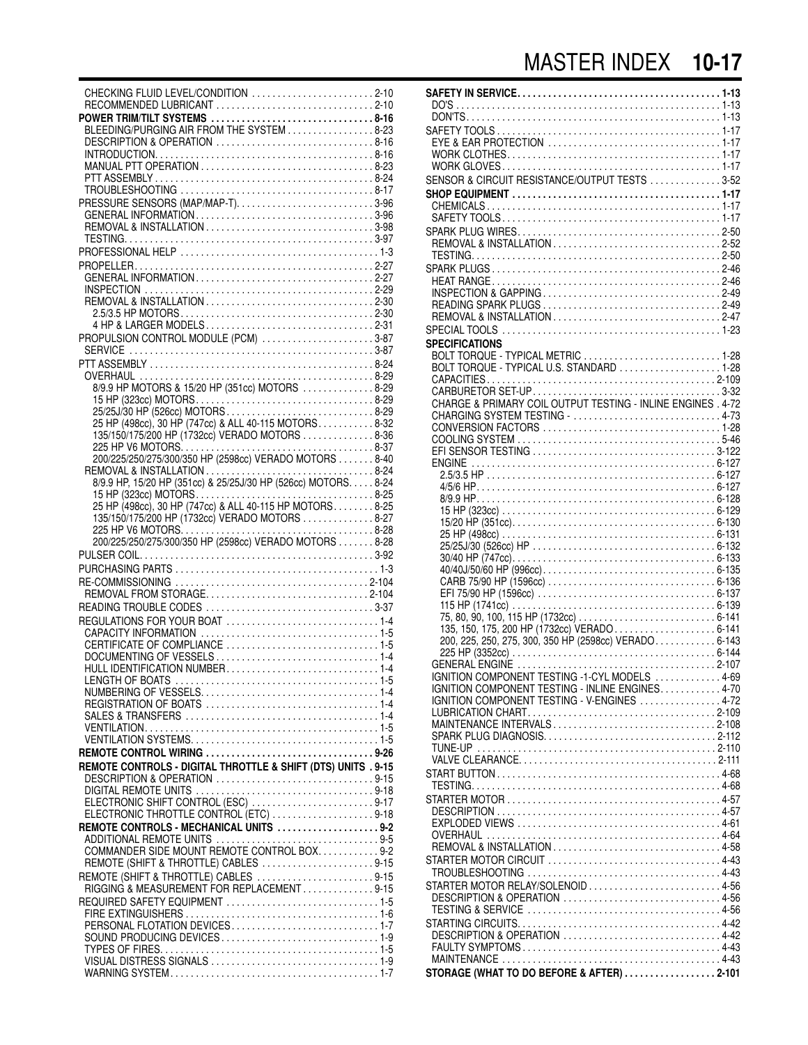CHECKING FLUID LEVEL/CONDITION . . . . . 2-10
RECOMMENDED LUBRICANT . . . . . 2-10

**POWER TRIM/TILT SYSTEMS . . . . . 8-16**
BLEEDING/PURGING AIR FROM THE SYSTEM . . . . . 8-23
DESCRIPTION & OPERATION . . . . . 8-16
INTRODUCTION. . . . . 8-16
MANUAL PTT OPERATION . . . . . 8-23
PTT ASSEMBLY . . . . . 8-24
TROUBLESHOOTING . . . . . 8-17

PRESSURE SENSORS (MAP/MAP-T). . . . . 3-96
GENERAL INFORMATION. . . . . 3-96
REMOVAL & INSTALLATION . . . . . 3-98
TESTING. . . . . 3-97

PROFESSIONAL HELP . . . . . 1-3

PROPELLER. . . . . 2-27
GENERAL INFORMATION. . . . . 2-27
INSPECTION . . . . . 2-29
REMOVAL & INSTALLATION . . . . . 2-30
2.5/3.5 HP MOTORS. . . . . 2-30
4 HP & LARGER MODELS. . . . . 2-31

PROPULSION CONTROL MODULE (PCM) . . . . . 3-87
SERVICE . . . . . 3-87

PTT ASSEMBLY . . . . . 8-24
OVERHAUL . . . . . 8-29
8/9.9 HP MOTORS & 15/20 HP (351cc) MOTORS . . . . . 8-29
15 HP (323cc) MOTORS. . . . . 8-29
25/25J/30 HP (526cc) MOTORS. . . . . 8-29
25 HP (498cc), 30 HP (747cc) & ALL 40-115 MOTORS. . . . . 8-32
135/150/175/200 HP (1732cc) VERADO MOTORS . . . . . 8-36
225 HP V6 MOTORS. . . . . 8-37
200/225/250/275/300/350 HP (2598cc) VERADO MOTORS . . . . . 8-40
REMOVAL & INSTALLATION . . . . . 8-24
8/9.9 HP, 15/20 HP (351cc) & 25/25J/30 HP (526cc) MOTORS. . . . . 8-24
15 HP (323cc) MOTORS. . . . . 8-25
25 HP (498cc), 30 HP (747cc) & ALL 40-115 HP MOTORS. . . . . 8-25
135/150/175/200 HP (1732cc) VERADO MOTORS . . . . . 8-27
225 HP V6 MOTORS. . . . . 8-28
200/225/250/275/300/350 HP (2598cc) VERADO MOTORS . . . . . 8-28

PULSER COIL. . . . . 3-92

PURCHASING PARTS . . . . . 1-3

RE-COMMISSIONING . . . . . 2-104
REMOVAL FROM STORAGE. . . . . 2-104

READING TROUBLE CODES . . . . . 3-37

REGULATIONS FOR YOUR BOAT . . . . . 1-4
CAPACITY INFORMATION . . . . . 1-5
CERTIFICATE OF COMPLIANCE . . . . . 1-5
DOCUMENTING OF VESSELS . . . . . 1-4
HULL IDENTIFICATION NUMBER. . . . . 1-4
LENGTH OF BOATS . . . . . 1-5
NUMBERING OF VESSELS. . . . . 1-4
REGISTRATION OF BOATS . . . . . 1-4
SALES & TRANSFERS . . . . . 1-4
VENTILATION. . . . . 1-5
VENTILATION SYSTEMS. . . . . 1-5

**REMOTE CONTROL WIRING . . . . . 9-26**

**REMOTE CONTROLS - DIGITAL THROTTLE & SHIFT (DTS) UNITS . 9-15**
DESCRIPTION & OPERATION . . . . . 9-15
DIGITAL REMOTE UNITS . . . . . 9-18
ELECTRONIC SHIFT CONTROL (ESC) . . . . . 9-17
ELECTRONIC THROTTLE CONTROL (ETC) . . . . . 9-18

**REMOTE CONTROLS - MECHANICAL UNITS . . . . . 9-2**
ADDITIONAL REMOTE UNITS . . . . . 9-5
COMMANDER SIDE MOUNT REMOTE CONTROL BOX. . . . . 9-2
REMOTE (SHIFT & THROTTLE) CABLES . . . . . 9-15

REMOTE (SHIFT & THROTTLE) CABLES . . . . . 9-15
RIGGING & MEASUREMENT FOR REPLACEMENT . . . . . 9-15

REQUIRED SAFETY EQUIPMENT . . . . . 1-5
FIRE EXTINGUISHERS . . . . . 1-6
PERSONAL FLOTATION DEVICES. . . . . 1-7
SOUND PRODUCING DEVICES . . . . . 1-9
TYPES OF FIRES. . . . . 1-5
VISUAL DISTRESS SIGNALS . . . . . 1-9
WARNING SYSTEM. . . . . 1-7

**SAFETY IN SERVICE. . . . . 1-13**
DO'S . . . . . 1-13
DON'TS. . . . . 1-13

SAFETY TOOLS . . . . . 1-17
EYE & EAR PROTECTION . . . . . 1-17
WORK CLOTHES. . . . . 1-17
WORK GLOVES. . . . . 1-17

SENSOR & CIRCUIT RESISTANCE/OUTPUT TESTS . . . . . 3-52

**SHOP EQUIPMENT . . . . . 1-17**
CHEMICALS . . . . . 1-17
SAFETY TOOLS. . . . . 1-17

SPARK PLUG WIRES. . . . . 2-50
REMOVAL & INSTALLATION . . . . . 2-52
TESTING. . . . . 2-50

SPARK PLUGS . . . . . 2-46
HEAT RANGE. . . . . 2-46
INSPECTION & GAPPING . . . . . 2-49
READING SPARK PLUGS . . . . . 2-49
REMOVAL & INSTALLATION . . . . . 2-47

SPECIAL TOOLS . . . . . 1-23

**SPECIFICATIONS**
BOLT TORQUE - TYPICAL METRIC . . . . . 1-28
BOLT TORQUE - TYPICAL U.S. STANDARD . . . . . 1-28
CAPACITIES. . . . . 2-109
CARBURETOR SET-UP. . . . . 3-32
CHARGE & PRIMARY COIL OUTPUT TESTING - INLINE ENGINES . 4-72
CHARGING SYSTEM TESTING - . . . . . 4-73
CONVERSION FACTORS . . . . . 1-28
COOLING SYSTEM . . . . . 5-46
EFI SENSOR TESTING . . . . . 3-122
ENGINE . . . . . 6-127
2.5/3.5 HP . . . . . 6-127
4/5/6 HP. . . . . 6-127
8/9.9 HP. . . . . 6-128
15 HP (323cc) . . . . . 6-129
15/20 HP (351cc). . . . . 6-130
25 HP (498cc) . . . . . 6-131
25/25J/30 (526cc) HP . . . . . 6-132
30/40 HP (747cc). . . . . 6-133
40/40J/50/60 HP (996cc). . . . . 6-135
CARB 75/90 HP (1596cc) . . . . . 6-136
EFI 75/90 HP (1596cc) . . . . . 6-137
115 HP (1741cc) . . . . . 6-139
75, 80, 90, 100, 115 HP (1732cc) . . . . . 6-141
135, 150, 175, 200 HP (1732cc) VERADO. . . . . 6-141
200, 225, 250, 275, 300, 350 HP (2598cc) VERADO. . . . . 6-143
225 HP (3352cc) . . . . . 6-144
GENERAL ENGINE . . . . . 2-107
IGNITION COMPONENT TESTING -1-CYL MODELS . . . . . 4-69
IGNITION COMPONENT TESTING - INLINE ENGINES. . . . . 4-70
IGNITION COMPONENT TESTING - V-ENGINES . . . . . 4-72
LUBRICATION CHART. . . . . 2-109
MAINTENANCE INTERVALS . . . . . 2-108
SPARK PLUG DIAGNOSIS. . . . . 2-112
TUNE-UP . . . . . 2-110
VALVE CLEARANCE. . . . . 2-111

START BUTTON . . . . . 4-68
TESTING. . . . . 4-68

STARTER MOTOR . . . . . 4-57
DESCRIPTION . . . . . 4-57
EXPLODED VIEWS . . . . . 4-61
OVERHAUL . . . . . 4-64
REMOVAL & INSTALLATION . . . . . 4-58

STARTER MOTOR CIRCUIT . . . . . 4-43
TROUBLESHOOTING . . . . . 4-43

STARTER MOTOR RELAY/SOLENOID . . . . . 4-56
DESCRIPTION & OPERATION . . . . . 4-56
TESTING & SERVICE . . . . . 4-56

STARTING CIRCUITS. . . . . 4-42
DESCRIPTION & OPERATION . . . . . 4-42
FAULTY SYMPTOMS . . . . . 4-43
MAINTENANCE . . . . . 4-43

**STORAGE (WHAT TO DO BEFORE & AFTER) . . . . . 2-101**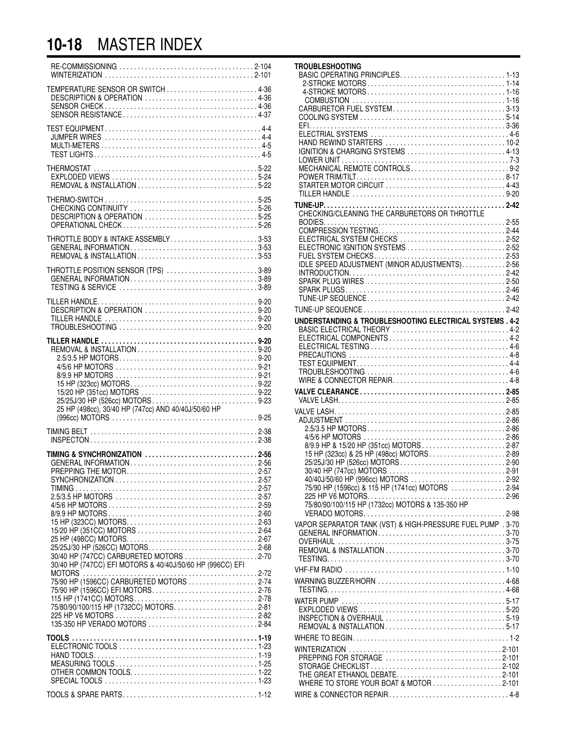RE-COMMISSIONING . . . . . 2-104
WINTERIZATION . . . . . 2-101

TEMPERATURE SENSOR OR SWITCH . . . . . 4-36
- DESCRIPTION & OPERATION . . . . . 4-36
- SENSOR CHECK . . . . . 4-36
- SENSOR RESISTANCE . . . . . 4-37

TEST EQUIPMENT . . . . . 4-4
- JUMPER WIRES . . . . . 4-4
- MULTI-METERS . . . . . 4-5
- TEST LIGHTS . . . . . 4-5

THERMOSTAT . . . . . 5-22
- EXPLODED VIEWS . . . . . 5-24
- REMOVAL & INSTALLATION . . . . . 5-22

THERMO-SWITCH . . . . . 5-25
- CHECKING CONTINUITY . . . . . 5-26
- DESCRIPTION & OPERATION . . . . . 5-25
- OPERATIONAL CHECK . . . . . 5-26

THROTTLE BODY & INTAKE ASSEMBLY . . . . . 3-53
- GENERAL INFORMATION . . . . . 3-53
- REMOVAL & INSTALLATION . . . . . 3-53

THROTTLE POSITION SENSOR (TPS) . . . . . 3-89
- GENERAL INFORMATION . . . . . 3-89
- TESTING & SERVICE . . . . . 3-89

TILLER HANDLE . . . . . 9-20
- DESCRIPTION & OPERATION . . . . . 9-20
- TILLER HANDLE . . . . . 9-20
- TROUBLESHOOTING . . . . . 9-20

**TILLER HANDLE . . . . . 9-20**
- REMOVAL & INSTALLATION . . . . . 9-20
  - 2.5/3.5 HP MOTORS . . . . . 9-20
  - 4/5/6 HP MOTORS . . . . . 9-21
  - 8/9.9 HP MOTORS . . . . . 9-21
  - 15 HP (323cc) MOTORS . . . . . 9-22
  - 15/20 HP (351cc) MOTORS . . . . . 9-22
  - 25/25J/30 HP (526cc) MOTORS . . . . . 9-23
  - 25 HP (498cc), 30/40 HP (747cc) AND 40/40J/50/60 HP (996cc) MOTORS . . . . . 9-25

TIMING BELT . . . . . 2-38
- INSPECTON . . . . . 2-38

**TIMING & SYNCHRONIZATION . . . . . 2-56**
- GENERAL INFORMATION . . . . . 2-56
- PREPPING THE MOTOR . . . . . 2-57
- SYNCHRONIZATION . . . . . 2-57
- TIMING . . . . . 2-57
- 2.5/3.5 HP MOTORS . . . . . 2-57
- 4/5/6 HP MOTORS . . . . . 2-59
- 8/9.9 HP MOTORS . . . . . 2-60
- 15 HP (323CC) MOTORS . . . . . 2-63
- 15/20 HP (351CC) MOTORS . . . . . 2-64
- 25 HP (498CC) MOTORS . . . . . 2-67
- 25/25J/30 HP (526CC) MOTORS . . . . . 2-68
- 30/40 HP (747CC) CARBURETED MOTORS . . . . . 2-70
- 30/40 HP (747CC) EFI MOTORS & 40/40J/50/60 HP (996CC) EFI MOTORS . . . . . 2-72
- 75/90 HP (1596CC) CARBURETED MOTORS . . . . . 2-74
- 75/90 HP (1596CC) EFI MOTORS . . . . . 2-76
- 115 HP (1741CC) MOTORS . . . . . 2-78
- 75/80/90/100/115 HP (1732CC) MOTORS . . . . . 2-81
- 225 HP V6 MOTORS . . . . . 2-82
- 135-350 HP VERADO MOTORS . . . . . 2-84

**TOOLS . . . . . 1-19**
- ELECTRONIC TOOLS . . . . . 1-23
- HAND TOOLS . . . . . 1-19
- MEASURING TOOLS . . . . . 1-25
- OTHER COMMON TOOLS . . . . . 1-22
- SPECIAL TOOLS . . . . . 1-23

TOOLS & SPARE PARTS . . . . . 1-12

**TROUBLESHOOTING**
- BASIC OPERATING PRINCIPLES . . . . . 1-13
  - 2-STROKE MOTORS . . . . . 1-14
  - 4-STROKE MOTORS . . . . . 1-16
    - COMBUSTION . . . . . 1-16
- CARBURETOR FUEL SYSTEM . . . . . 3-13
- COOLING SYSTEM . . . . . 5-14
- EFI . . . . . 3-36
- ELECTRIAL SYSTEMS . . . . . 4-6
- HAND REWIND STARTERS . . . . . 10-2
- IGNITION & CHARGING SYSTEMS . . . . . 4-13
- LOWER UNIT . . . . . 7-3
- MECHANICAL REMOTE CONTROLS . . . . . 9-2
- POWER TRIM/TILT . . . . . 8-17
- STARTER MOTOR CIRCUIT . . . . . 4-43
- TILLER HANDLE . . . . . 9-20

**TUNE-UP . . . . . 2-42**
- CHECKING/CLEANING THE CARBURETORS OR THROTTLE BODIES . . . . . 2-55
- COMPRESSION TESTING . . . . . 2-44
- ELECTRICAL SYSTEM CHECKS . . . . . 2-52
- ELECTRONIC IGNITION SYSTEMS . . . . . 2-52
- FUEL SYSTEM CHECKS . . . . . 2-53
- IDLE SPEED ADJUSTMENT (MINOR ADJUSTMENTS) . . . . . 2-56
- INTRODUCTION . . . . . 2-42
- SPARK PLUG WIRES . . . . . 2-50
- SPARK PLUGS . . . . . 2-46
- TUNE-UP SEQUENCE . . . . . 2-42

TUNE-UP SEQUENCE . . . . . 2-42

**UNDERSTANDING & TROUBLESHOOTING ELECTRICAL SYSTEMS . 4-2**
- BASIC ELECTRICAL THEORY . . . . . 4-2
- ELECTRICAL COMPONENTS . . . . . 4-2
- ELECTRICAL TESTING . . . . . 4-6
- PRECAUTIONS . . . . . 4-8
- TEST EQUIPMENT . . . . . 4-4
- TROUBLESHOOTING . . . . . 4-6
- WIRE & CONNECTOR REPAIR . . . . . 4-8

**VALVE CLEARANCE . . . . . 2-85**
- VALVE LASH . . . . . 2-85

VALVE LASH . . . . . 2-85
- ADJUSTMENT . . . . . 2-86
  - 2.5/3.5 HP MOTORS . . . . . 2-86
  - 4/5/6 HP MOTORS . . . . . 2-86
  - 8/9.9 HP & 15/20 HP (351cc) MOTORS . . . . . 2-87
  - 15 HP (323cc) & 25 HP (498cc) MOTORS . . . . . 2-89
  - 25/25J/30 HP (526cc) MOTORS . . . . . 2-90
  - 30/40 HP (747cc) MOTORS . . . . . 2-91
  - 40/40J/50/60 HP (996cc) MOTORS . . . . . 2-92
  - 75/90 HP (1596cc) & 115 HP (1741cc) MOTORS . . . . . 2-94
  - 225 HP V6 MOTORS . . . . . 2-96
  - 75/80/90/100/115 HP (1732cc) MOTORS & 135-350 HP VERADO MOTORS . . . . . 2-98

VAPOR SEPARATOR TANK (VST) & HIGH-PRESSURE FUEL PUMP . 3-70
- GENERAL INFORMATION . . . . . 3-70
- OVERHAUL . . . . . 3-75
- REMOVAL & INSTALLATION . . . . . 3-70
- TESTING . . . . . 3-70

VHF-FM RADIO . . . . . 1-10

WARNING BUZZER/HORN . . . . . 4-68
- TESTING . . . . . 4-68

WATER PUMP . . . . . 5-17
- EXPLODED VIEWS . . . . . 5-20
- INSPECTION & OVERHAUL . . . . . 5-19
- REMOVAL & INSTALLATION . . . . . 5-17

WHERE TO BEGIN . . . . . 1-2

WINTERIZATION . . . . . 2-101
- PREPPING FOR STORAGE . . . . . 2-101
- STORAGE CHECKLIST . . . . . 2-102
- THE GREAT ETHANOL DEBATE . . . . . 2-101
- WHERE TO STORE YOUR BOAT & MOTOR . . . . . 2-101

WIRE & CONNECTOR REPAIR . . . . . 4-8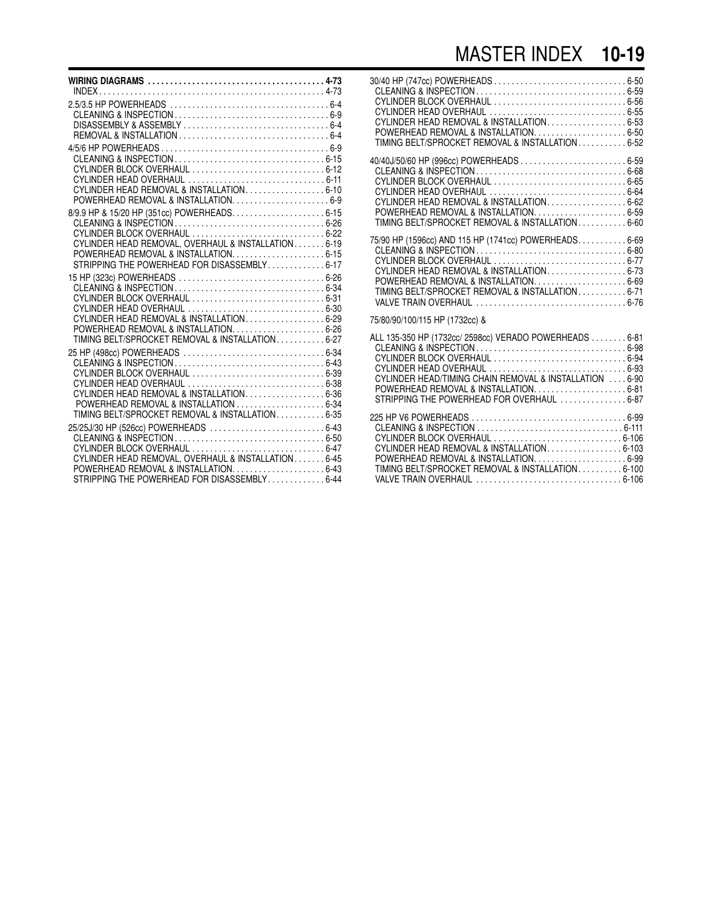**WIRING DIAGRAMS . . . . . . . . . . . . . . . . . . . . . . . . . . . . . . . . . . . . . . . . 4-73**
INDEX . . . . . . . . . . . . . . . . . . . . . . . . . . . . . . . . . . . . . . . . . . . . . . . . . . . . 4-73

2.5/3.5 HP POWERHEADS . . . . . . . . . . . . . . . . . . . . . . . . . . . . . . . . . . . . 6-4
CLEANING & INSPECTION . . . . . . . . . . . . . . . . . . . . . . . . . . . . . . . . . . . 6-9
DISASSEMBLY & ASSEMBLY . . . . . . . . . . . . . . . . . . . . . . . . . . . . . . . . . 6-4
REMOVAL & INSTALLATION . . . . . . . . . . . . . . . . . . . . . . . . . . . . . . . . . . 6-4

4/5/6 HP POWERHEADS . . . . . . . . . . . . . . . . . . . . . . . . . . . . . . . . . . . . . . 6-9
CLEANING & INSPECTION . . . . . . . . . . . . . . . . . . . . . . . . . . . . . . . . . . 6-15
CYLINDER BLOCK OVERHAUL . . . . . . . . . . . . . . . . . . . . . . . . . . . . . . 6-12
CYLINDER HEAD OVERHAUL . . . . . . . . . . . . . . . . . . . . . . . . . . . . . . . 6-11
CYLINDER HEAD REMOVAL & INSTALLATION . . . . . . . . . . . . . . . . . . 6-10
POWERHEAD REMOVAL & INSTALLATION . . . . . . . . . . . . . . . . . . . . . . 6-9

8/9.9 HP & 15/20 HP (351cc) POWERHEADS . . . . . . . . . . . . . . . . . . . . . 6-15
CLEANING & INSPECTION . . . . . . . . . . . . . . . . . . . . . . . . . . . . . . . . . . 6-26
CYLINDER BLOCK OVERHAUL . . . . . . . . . . . . . . . . . . . . . . . . . . . . . . 6-22
CYLINDER HEAD REMOVAL, OVERHAUL & INSTALLATION . . . . . . . 6-19
POWERHEAD REMOVAL & INSTALLATION . . . . . . . . . . . . . . . . . . . . . 6-15
STRIPPING THE POWERHEAD FOR DISASSEMBLY . . . . . . . . . . . . . 6-17

15 HP (323c) POWERHEADS . . . . . . . . . . . . . . . . . . . . . . . . . . . . . . . . . 6-26
CLEANING & INSPECTION . . . . . . . . . . . . . . . . . . . . . . . . . . . . . . . . . . 6-34
CYLINDER BLOCK OVERHAUL . . . . . . . . . . . . . . . . . . . . . . . . . . . . . . 6-31
CYLINDER HEAD OVERHAUL . . . . . . . . . . . . . . . . . . . . . . . . . . . . . . . 6-30
CYLINDER HEAD REMOVAL & INSTALLATION . . . . . . . . . . . . . . . . . . 6-29
POWERHEAD REMOVAL & INSTALLATION . . . . . . . . . . . . . . . . . . . . . 6-26
TIMING BELT/SPROCKET REMOVAL & INSTALLATION . . . . . . . . . . . 6-27

25 HP (498cc) POWERHEADS . . . . . . . . . . . . . . . . . . . . . . . . . . . . . . . . 6-34
CLEANING & INSPECTION . . . . . . . . . . . . . . . . . . . . . . . . . . . . . . . . . . 6-43
CYLINDER BLOCK OVERHAUL . . . . . . . . . . . . . . . . . . . . . . . . . . . . . . 6-39
CYLINDER HEAD OVERHAUL . . . . . . . . . . . . . . . . . . . . . . . . . . . . . . . 6-38
CYLINDER HEAD REMOVAL & INSTALLATION . . . . . . . . . . . . . . . . . . 6-36
POWERHEAD REMOVAL & INSTALLATION . . . . . . . . . . . . . . . . . . . . 6-34
TIMING BELT/SPROCKET REMOVAL & INSTALLATION . . . . . . . . . . . 6-35

25/25J/30 HP (526cc) POWERHEADS . . . . . . . . . . . . . . . . . . . . . . . . . . 6-43
CLEANING & INSPECTION . . . . . . . . . . . . . . . . . . . . . . . . . . . . . . . . . . 6-50
CYLINDER BLOCK OVERHAUL . . . . . . . . . . . . . . . . . . . . . . . . . . . . . . 6-47
CYLINDER HEAD REMOVAL, OVERHAUL & INSTALLATION . . . . . . . 6-45
POWERHEAD REMOVAL & INSTALLATION . . . . . . . . . . . . . . . . . . . . . 6-43
STRIPPING THE POWERHEAD FOR DISASSEMBLY . . . . . . . . . . . . . 6-44

30/40 HP (747cc) POWERHEADS . . . . . . . . . . . . . . . . . . . . . . . . . . . . . . 6-50
CLEANING & INSPECTION . . . . . . . . . . . . . . . . . . . . . . . . . . . . . . . . . . 6-59
CYLINDER BLOCK OVERHAUL . . . . . . . . . . . . . . . . . . . . . . . . . . . . . . 6-56
CYLINDER HEAD OVERHAUL . . . . . . . . . . . . . . . . . . . . . . . . . . . . . . . 6-55
CYLINDER HEAD REMOVAL & INSTALLATION . . . . . . . . . . . . . . . . . . 6-53
POWERHEAD REMOVAL & INSTALLATION . . . . . . . . . . . . . . . . . . . . . 6-50
TIMING BELT/SPROCKET REMOVAL & INSTALLATION . . . . . . . . . . . 6-52

40/40J/50/60 HP (996cc) POWERHEADS . . . . . . . . . . . . . . . . . . . . . . . . 6-59
CLEANING & INSPECTION . . . . . . . . . . . . . . . . . . . . . . . . . . . . . . . . . . 6-68
CYLINDER BLOCK OVERHAUL . . . . . . . . . . . . . . . . . . . . . . . . . . . . . . 6-65
CYLINDER HEAD OVERHAUL . . . . . . . . . . . . . . . . . . . . . . . . . . . . . . . 6-64
CYLINDER HEAD REMOVAL & INSTALLATION . . . . . . . . . . . . . . . . . . 6-62
POWERHEAD REMOVAL & INSTALLATION . . . . . . . . . . . . . . . . . . . . . 6-59
TIMING BELT/SPROCKET REMOVAL & INSTALLATION . . . . . . . . . . . 6-60

75/90 HP (1596cc) AND 115 HP (1741cc) POWERHEADS . . . . . . . . . . . 6-69
CLEANING & INSPECTION . . . . . . . . . . . . . . . . . . . . . . . . . . . . . . . . . . 6-80
CYLINDER BLOCK OVERHAUL . . . . . . . . . . . . . . . . . . . . . . . . . . . . . . 6-77
CYLINDER HEAD REMOVAL & INSTALLATION . . . . . . . . . . . . . . . . . . 6-73
POWERHEAD REMOVAL & INSTALLATION . . . . . . . . . . . . . . . . . . . . . 6-69
TIMING BELT/SPROCKET REMOVAL & INSTALLATION . . . . . . . . . . . 6-71
VALVE TRAIN OVERHAUL . . . . . . . . . . . . . . . . . . . . . . . . . . . . . . . . . . 6-76

75/80/90/100/115 HP (1732cc) &

ALL 135-350 HP (1732cc/ 2598cc) VERADO POWERHEADS . . . . . . . . 6-81
CLEANING & INSPECTION . . . . . . . . . . . . . . . . . . . . . . . . . . . . . . . . . . 6-98
CYLINDER BLOCK OVERHAUL . . . . . . . . . . . . . . . . . . . . . . . . . . . . . . 6-94
CYLINDER HEAD OVERHAUL . . . . . . . . . . . . . . . . . . . . . . . . . . . . . . . 6-93
CYLINDER HEAD/TIMING CHAIN REMOVAL & INSTALLATION . . . . 6-90
POWERHEAD REMOVAL & INSTALLATION . . . . . . . . . . . . . . . . . . . . . 6-81
STRIPPING THE POWERHEAD FOR OVERHAUL . . . . . . . . . . . . . . . 6-87

225 HP V6 POWERHEADS . . . . . . . . . . . . . . . . . . . . . . . . . . . . . . . . . . . 6-99
CLEANING & INSPECTION . . . . . . . . . . . . . . . . . . . . . . . . . . . . . . . . . 6-111
CYLINDER BLOCK OVERHAUL . . . . . . . . . . . . . . . . . . . . . . . . . . . . . 6-106
CYLINDER HEAD REMOVAL & INSTALLATION . . . . . . . . . . . . . . . . . 6-103
POWERHEAD REMOVAL & INSTALLATION . . . . . . . . . . . . . . . . . . . . . 6-99
TIMING BELT/SPROCKET REMOVAL & INSTALLATION . . . . . . . . . . 6-100
VALVE TRAIN OVERHAUL . . . . . . . . . . . . . . . . . . . . . . . . . . . . . . . . . 6-106